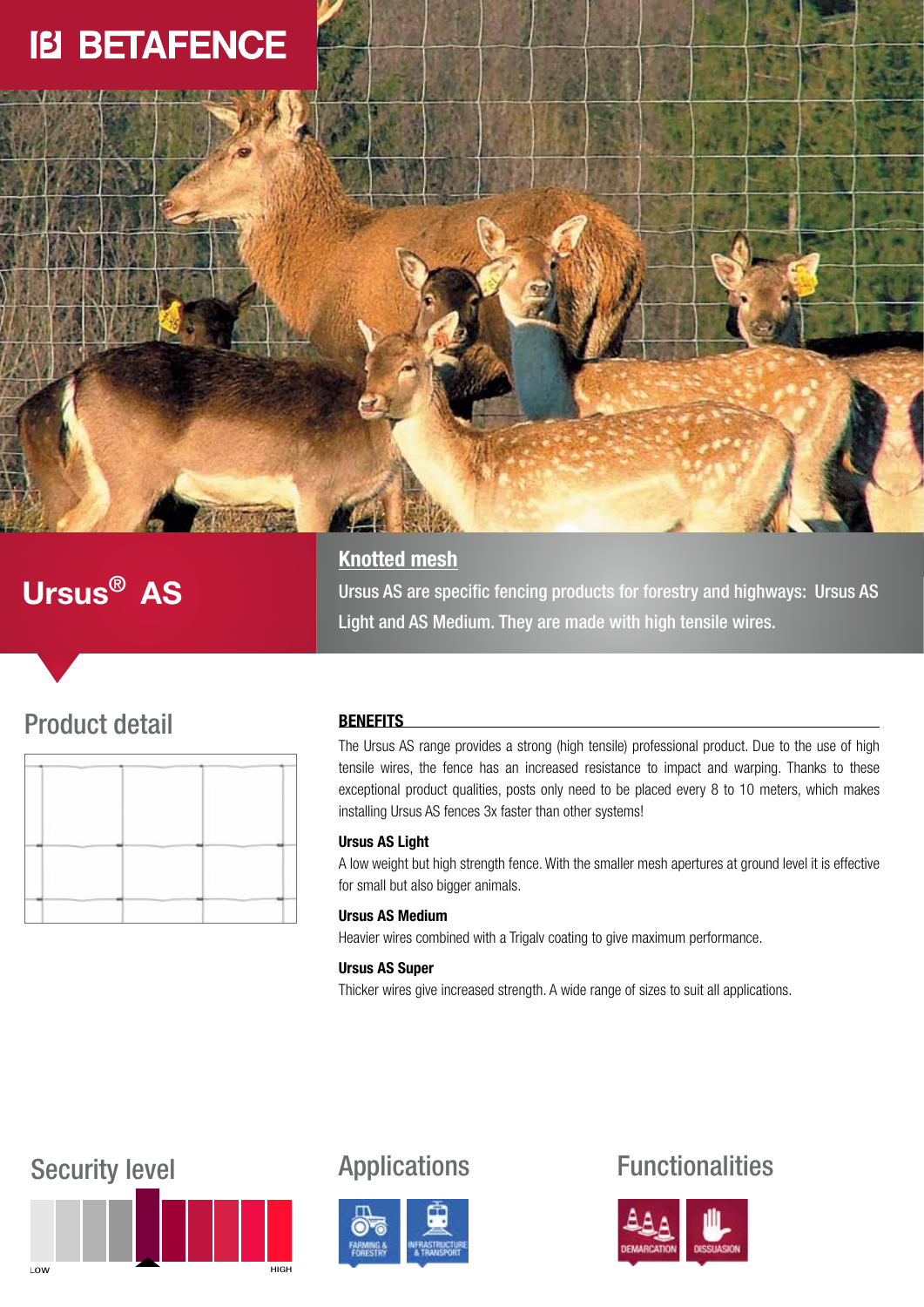BETAFENCE

# Ursus® AS

## Knotted mesh

Ursus AS are specific fencing products for forestry and highways: Ursus AS Light and AS Medium. They are made with high tensile wires.

## Product detail

### BENEFITS

The Ursus AS range provides a strong (high tensile) professional product. Due to the use of high tensile wires, the fence has an increased resistance to impact and warping. Thanks to these exceptional product qualities, posts only need to be placed every 8 to 10 meters, which makes installing Ursus AS fences 3x faster than other systems!

**Ursus AS Light**

A low weight but high strength fence. With the smaller mesh apertures at ground level it is effective for small but also bigger animals.

**Ursus AS Medium**

Heavier wires combined with a Trigalv coating to give maximum performance.

**Ursus AS Super**

Thicker wires give increased strength. A wide range of sizes to suit all applications.

## Security level

LOW — HIGH

## Applications

FARMING & FORESTRY

INFRASTRUCTURE & TRANSPORT

## Functionalities

DEMARCATION

DISSUASION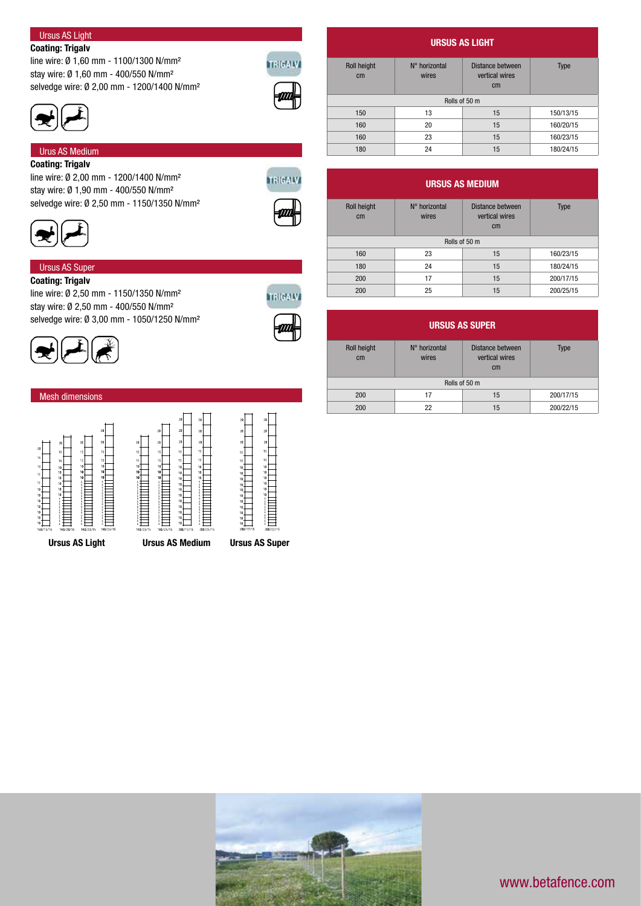## Ursus AS Light

**Coating: Trigalv**

line wire: Ø 1,60 mm - 1100/1300 N/mm²
stay wire: Ø 1,60 mm - 400/550 N/mm²
selvedge wire: Ø 2,00 mm - 1200/1400 N/mm²

## Urus AS Medium

**Coating: Trigalv**

line wire: Ø 2,00 mm - 1200/1400 N/mm²
stay wire: Ø 1,90 mm - 400/550 N/mm²
selvedge wire: Ø 2,50 mm - 1150/1350 N/mm²

## Ursus AS Super

**Coating: Trigalv**

line wire: Ø 2,50 mm - 1150/1350 N/mm²
stay wire: Ø 2,50 mm - 400/550 N/mm²
selvedge wire: Ø 3,00 mm - 1050/1250 N/mm²

## Mesh dimensions

Ursus AS Light

Ursus AS Medium

Ursus AS Super

### URSUS AS LIGHT

| Roll height cm | N° horizontal wires | Distance between vertical wires cm | Type |
|---|---|---|---|
| Rolls of 50 m | | | |
| 150 | 13 | 15 | 150/13/15 |
| 160 | 20 | 15 | 160/20/15 |
| 160 | 23 | 15 | 160/23/15 |
| 180 | 24 | 15 | 180/24/15 |

### URSUS AS MEDIUM

| Roll height cm | N° horizontal wires | Distance between vertical wires cm | Type |
|---|---|---|---|
| Rolls of 50 m | | | |
| 160 | 23 | 15 | 160/23/15 |
| 180 | 24 | 15 | 180/24/15 |
| 200 | 17 | 15 | 200/17/15 |
| 200 | 25 | 15 | 200/25/15 |

### URSUS AS SUPER

| Roll height cm | N° horizontal wires | Distance between vertical wires cm | Type |
|---|---|---|---|
| Rolls of 50 m | | | |
| 200 | 17 | 15 | 200/17/15 |
| 200 | 22 | 15 | 200/22/15 |

www.betafence.com